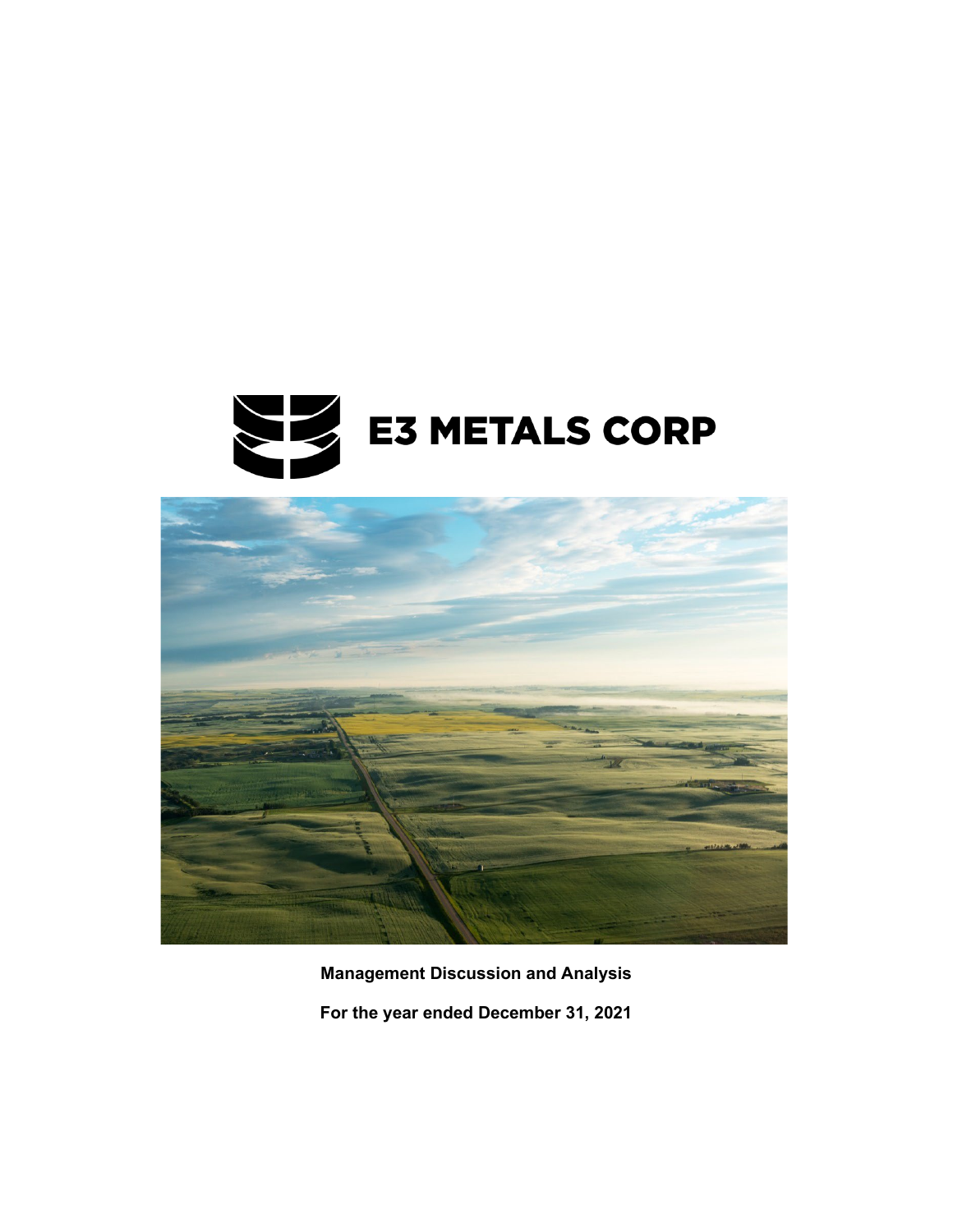# E3 METALS CORP

**Management Discussion and Analysis**

**For the year ended December 31, 2021**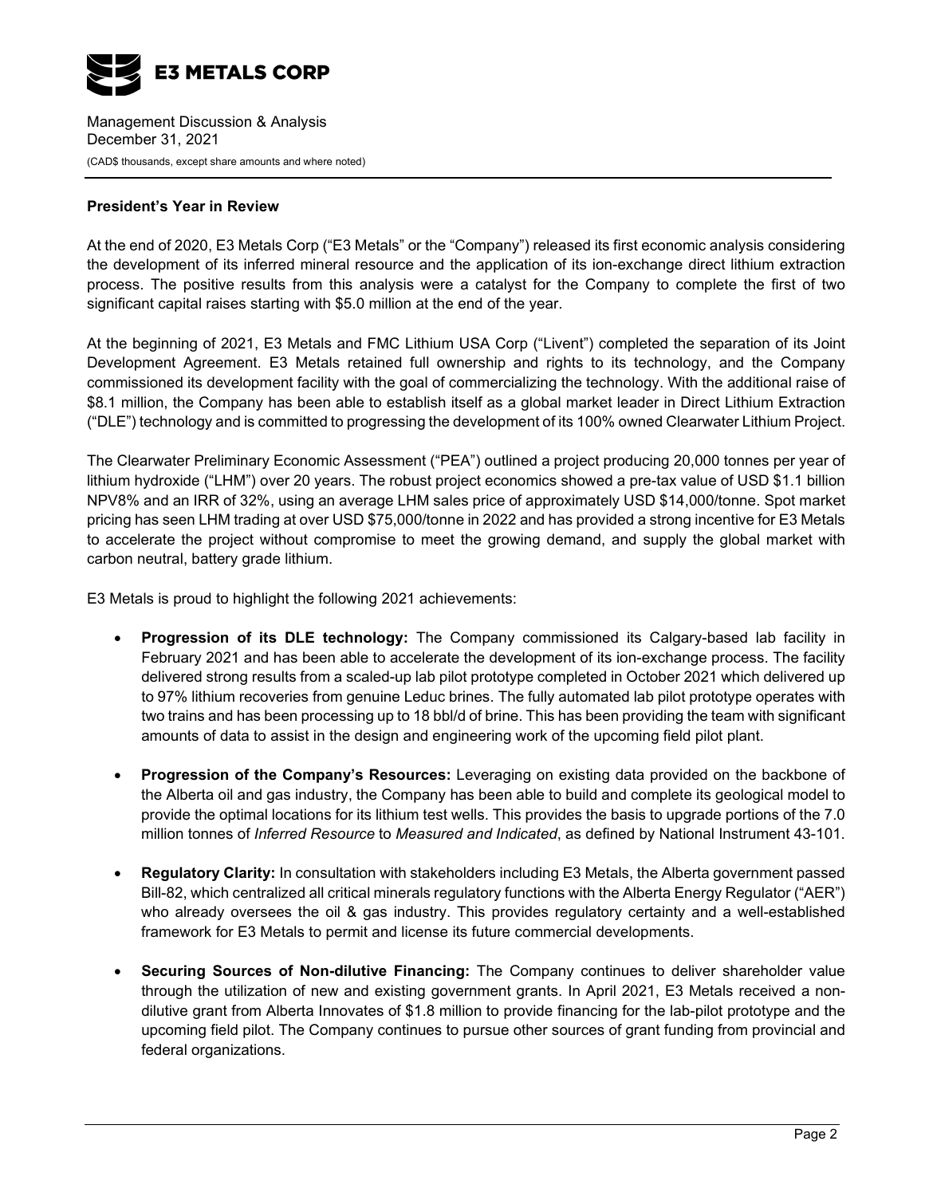### President's Year in Review

At the end of 2020, E3 Metals Corp ("E3 Metals" or the "Company") released its first economic analysis considering the development of its inferred mineral resource and the application of its ion-exchange direct lithium extraction process. The positive results from this analysis were a catalyst for the Company to complete the first of two significant capital raises starting with $5.0 million at the end of the year.

At the beginning of 2021, E3 Metals and FMC Lithium USA Corp ("Livent") completed the separation of its Joint Development Agreement. E3 Metals retained full ownership and rights to its technology, and the Company commissioned its development facility with the goal of commercializing the technology. With the additional raise of $8.1 million, the Company has been able to establish itself as a global market leader in Direct Lithium Extraction ("DLE") technology and is committed to progressing the development of its 100% owned Clearwater Lithium Project.

The Clearwater Preliminary Economic Assessment ("PEA") outlined a project producing 20,000 tonnes per year of lithium hydroxide ("LHM") over 20 years. The robust project economics showed a pre-tax value of USD $1.1 billion NPV8% and an IRR of 32%, using an average LHM sales price of approximately USD $14,000/tonne. Spot market pricing has seen LHM trading at over USD $75,000/tonne in 2022 and has provided a strong incentive for E3 Metals to accelerate the project without compromise to meet the growing demand, and supply the global market with carbon neutral, battery grade lithium.

E3 Metals is proud to highlight the following 2021 achievements:

- **Progression of its DLE technology:** The Company commissioned its Calgary-based lab facility in February 2021 and has been able to accelerate the development of its ion-exchange process. The facility delivered strong results from a scaled-up lab pilot prototype completed in October 2021 which delivered up to 97% lithium recoveries from genuine Leduc brines. The fully automated lab pilot prototype operates with two trains and has been processing up to 18 bbl/d of brine. This has been providing the team with significant amounts of data to assist in the design and engineering work of the upcoming field pilot plant.

- **Progression of the Company's Resources:** Leveraging on existing data provided on the backbone of the Alberta oil and gas industry, the Company has been able to build and complete its geological model to provide the optimal locations for its lithium test wells. This provides the basis to upgrade portions of the 7.0 million tonnes of *Inferred Resource* to *Measured and Indicated*, as defined by National Instrument 43-101.

- **Regulatory Clarity:** In consultation with stakeholders including E3 Metals, the Alberta government passed Bill-82, which centralized all critical minerals regulatory functions with the Alberta Energy Regulator ("AER") who already oversees the oil & gas industry. This provides regulatory certainty and a well-established framework for E3 Metals to permit and license its future commercial developments.

- **Securing Sources of Non-dilutive Financing:** The Company continues to deliver shareholder value through the utilization of new and existing government grants. In April 2021, E3 Metals received a non-dilutive grant from Alberta Innovates of $1.8 million to provide financing for the lab-pilot prototype and the upcoming field pilot. The Company continues to pursue other sources of grant funding from provincial and federal organizations.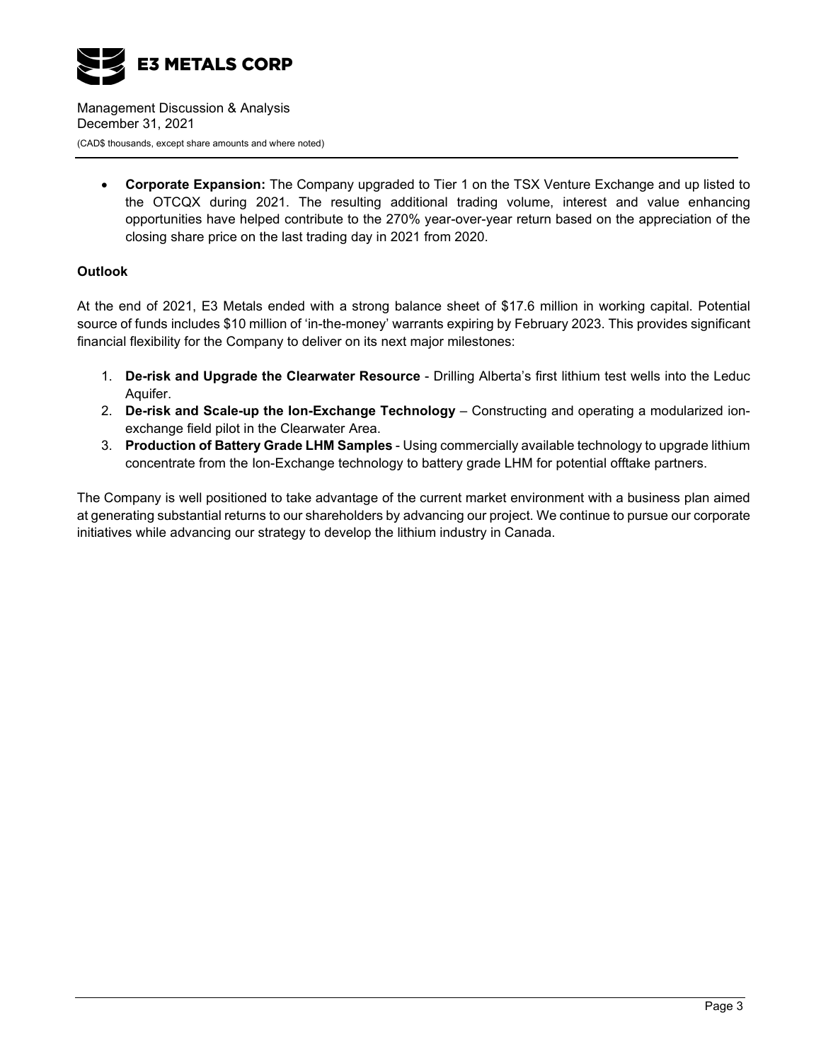- **Corporate Expansion:** The Company upgraded to Tier 1 on the TSX Venture Exchange and up listed to the OTCQX during 2021. The resulting additional trading volume, interest and value enhancing opportunities have helped contribute to the 270% year-over-year return based on the appreciation of the closing share price on the last trading day in 2021 from 2020.

**Outlook**

At the end of 2021, E3 Metals ended with a strong balance sheet of $17.6 million in working capital. Potential source of funds includes $10 million of 'in-the-money' warrants expiring by February 2023. This provides significant financial flexibility for the Company to deliver on its next major milestones:

1. **De-risk and Upgrade the Clearwater Resource** - Drilling Alberta's first lithium test wells into the Leduc Aquifer.
2. **De-risk and Scale-up the Ion-Exchange Technology** – Constructing and operating a modularized ion-exchange field pilot in the Clearwater Area.
3. **Production of Battery Grade LHM Samples** - Using commercially available technology to upgrade lithium concentrate from the Ion-Exchange technology to battery grade LHM for potential offtake partners.

The Company is well positioned to take advantage of the current market environment with a business plan aimed at generating substantial returns to our shareholders by advancing our project. We continue to pursue our corporate initiatives while advancing our strategy to develop the lithium industry in Canada.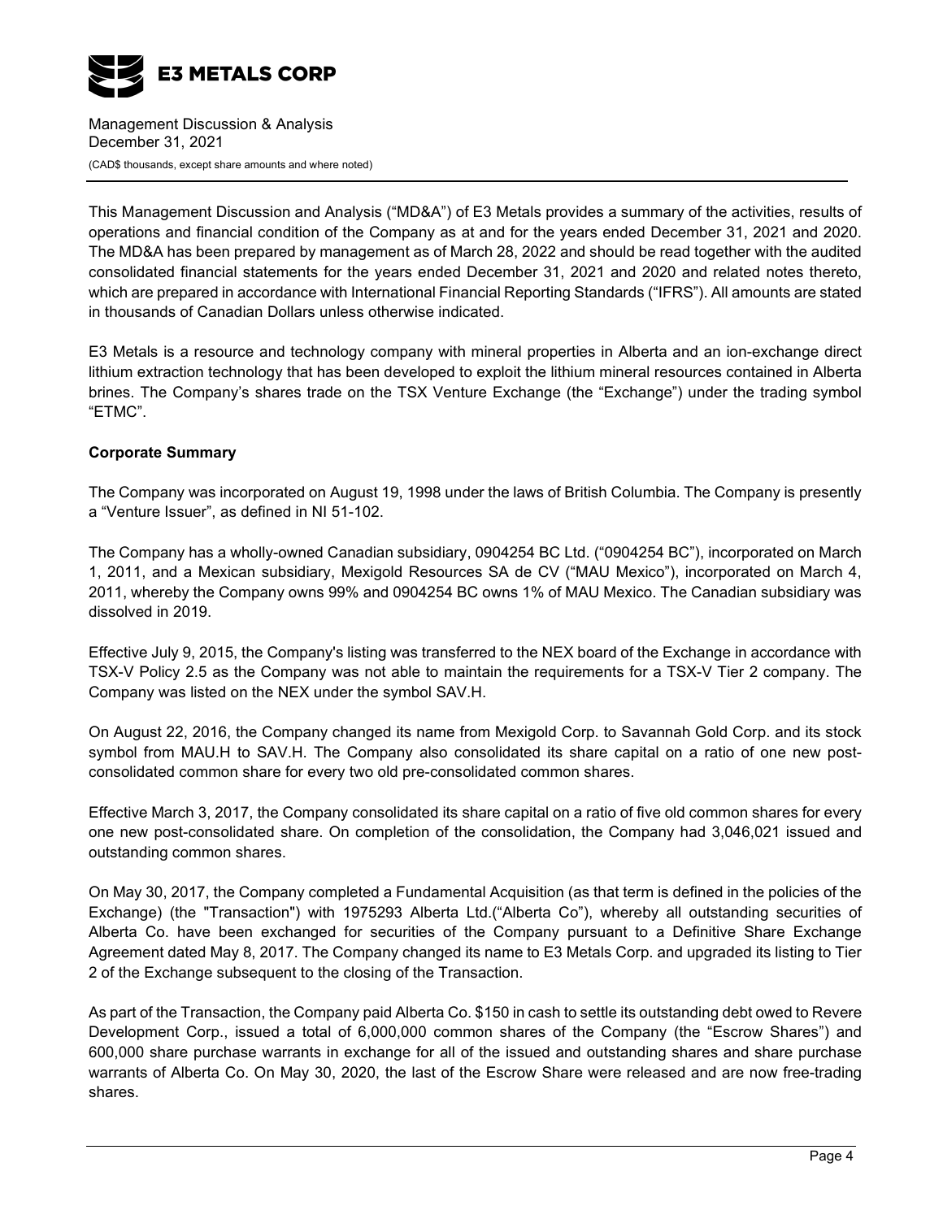This Management Discussion and Analysis ("MD&A") of E3 Metals provides a summary of the activities, results of operations and financial condition of the Company as at and for the years ended December 31, 2021 and 2020. The MD&A has been prepared by management as of March 28, 2022 and should be read together with the audited consolidated financial statements for the years ended December 31, 2021 and 2020 and related notes thereto, which are prepared in accordance with International Financial Reporting Standards ("IFRS"). All amounts are stated in thousands of Canadian Dollars unless otherwise indicated.

E3 Metals is a resource and technology company with mineral properties in Alberta and an ion-exchange direct lithium extraction technology that has been developed to exploit the lithium mineral resources contained in Alberta brines. The Company's shares trade on the TSX Venture Exchange (the "Exchange") under the trading symbol "ETMC".

**Corporate Summary**

The Company was incorporated on August 19, 1998 under the laws of British Columbia. The Company is presently a "Venture Issuer", as defined in NI 51-102.

The Company has a wholly-owned Canadian subsidiary, 0904254 BC Ltd. ("0904254 BC"), incorporated on March 1, 2011, and a Mexican subsidiary, Mexigold Resources SA de CV ("MAU Mexico"), incorporated on March 4, 2011, whereby the Company owns 99% and 0904254 BC owns 1% of MAU Mexico. The Canadian subsidiary was dissolved in 2019.

Effective July 9, 2015, the Company's listing was transferred to the NEX board of the Exchange in accordance with TSX-V Policy 2.5 as the Company was not able to maintain the requirements for a TSX-V Tier 2 company. The Company was listed on the NEX under the symbol SAV.H.

On August 22, 2016, the Company changed its name from Mexigold Corp. to Savannah Gold Corp. and its stock symbol from MAU.H to SAV.H. The Company also consolidated its share capital on a ratio of one new post-consolidated common share for every two old pre-consolidated common shares.

Effective March 3, 2017, the Company consolidated its share capital on a ratio of five old common shares for every one new post-consolidated share. On completion of the consolidation, the Company had 3,046,021 issued and outstanding common shares.

On May 30, 2017, the Company completed a Fundamental Acquisition (as that term is defined in the policies of the Exchange) (the "Transaction") with 1975293 Alberta Ltd.("Alberta Co"), whereby all outstanding securities of Alberta Co. have been exchanged for securities of the Company pursuant to a Definitive Share Exchange Agreement dated May 8, 2017. The Company changed its name to E3 Metals Corp. and upgraded its listing to Tier 2 of the Exchange subsequent to the closing of the Transaction.

As part of the Transaction, the Company paid Alberta Co. $150 in cash to settle its outstanding debt owed to Revere Development Corp., issued a total of 6,000,000 common shares of the Company (the "Escrow Shares") and 600,000 share purchase warrants in exchange for all of the issued and outstanding shares and share purchase warrants of Alberta Co. On May 30, 2020, the last of the Escrow Share were released and are now free-trading shares.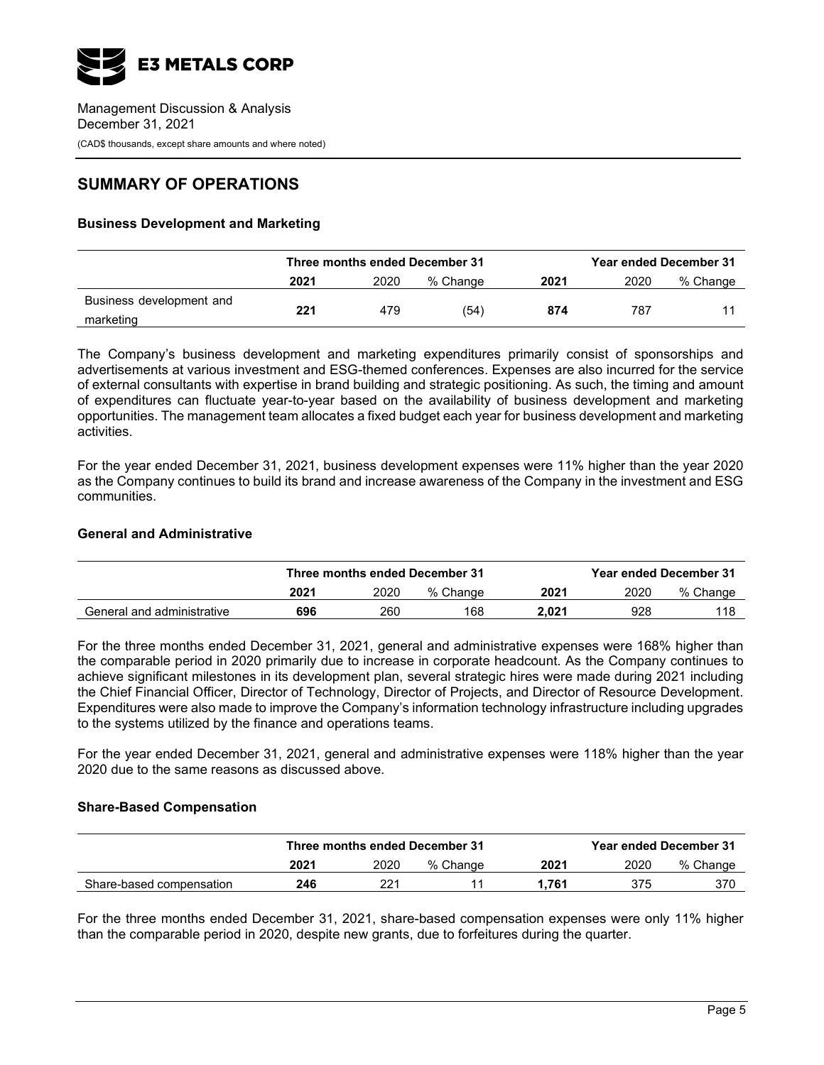## SUMMARY OF OPERATIONS

### Business Development and Marketing

| | Three months ended December 31 | | | Year ended December 31 | | |
|---|---|---|---|---|---|---|
| | **2021** | 2020 | % Change | **2021** | 2020 | % Change |
| Business development and marketing | **221** | 479 | (54) | **874** | 787 | 11 |

The Company's business development and marketing expenditures primarily consist of sponsorships and advertisements at various investment and ESG-themed conferences. Expenses are also incurred for the service of external consultants with expertise in brand building and strategic positioning. As such, the timing and amount of expenditures can fluctuate year-to-year based on the availability of business development and marketing opportunities. The management team allocates a fixed budget each year for business development and marketing activities.

For the year ended December 31, 2021, business development expenses were 11% higher than the year 2020 as the Company continues to build its brand and increase awareness of the Company in the investment and ESG communities.

### General and Administrative

| | Three months ended December 31 | | | Year ended December 31 | | |
|---|---|---|---|---|---|---|
| | **2021** | 2020 | % Change | **2021** | 2020 | % Change |
| General and administrative | **696** | 260 | 168 | **2,021** | 928 | 118 |

For the three months ended December 31, 2021, general and administrative expenses were 168% higher than the comparable period in 2020 primarily due to increase in corporate headcount. As the Company continues to achieve significant milestones in its development plan, several strategic hires were made during 2021 including the Chief Financial Officer, Director of Technology, Director of Projects, and Director of Resource Development. Expenditures were also made to improve the Company's information technology infrastructure including upgrades to the systems utilized by the finance and operations teams.

For the year ended December 31, 2021, general and administrative expenses were 118% higher than the year 2020 due to the same reasons as discussed above.

### Share-Based Compensation

| | Three months ended December 31 | | | Year ended December 31 | | |
|---|---|---|---|---|---|---|
| | **2021** | 2020 | % Change | **2021** | 2020 | % Change |
| Share-based compensation | **246** | 221 | 11 | **1,761** | 375 | 370 |

For the three months ended December 31, 2021, share-based compensation expenses were only 11% higher than the comparable period in 2020, despite new grants, due to forfeitures during the quarter.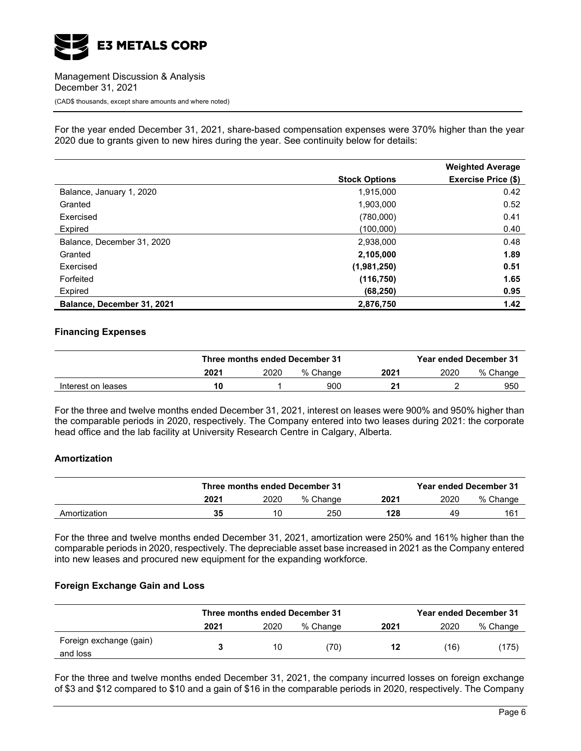For the year ended December 31, 2021, share-based compensation expenses were 370% higher than the year 2020 due to grants given to new hires during the year. See continuity below for details:

| | Stock Options | Weighted Average Exercise Price ($) |
|---|---|---|
| Balance, January 1, 2020 | 1,915,000 | 0.42 |
| Granted | 1,903,000 | 0.52 |
| Exercised | (780,000) | 0.41 |
| Expired | (100,000) | 0.40 |
| Balance, December 31, 2020 | 2,938,000 | 0.48 |
| Granted | **2,105,000** | **1.89** |
| Exercised | **(1,981,250)** | **0.51** |
| Forfeited | **(116,750)** | **1.65** |
| Expired | **(68,250)** | **0.95** |
| **Balance, December 31, 2021** | **2,876,750** | **1.42** |

### Financing Expenses

| | Three months ended December 31 | | | Year ended December 31 | | |
|---|---|---|---|---|---|---|
| | **2021** | 2020 | % Change | **2021** | 2020 | % Change |
| Interest on leases | **10** | 1 | 900 | **21** | 2 | 950 |

For the three and twelve months ended December 31, 2021, interest on leases were 900% and 950% higher than the comparable periods in 2020, respectively. The Company entered into two leases during 2021: the corporate head office and the lab facility at University Research Centre in Calgary, Alberta.

### Amortization

| | Three months ended December 31 | | | Year ended December 31 | | |
|---|---|---|---|---|---|---|
| | **2021** | 2020 | % Change | **2021** | 2020 | % Change |
| Amortization | **35** | 10 | 250 | **128** | 49 | 161 |

For the three and twelve months ended December 31, 2021, amortization were 250% and 161% higher than the comparable periods in 2020, respectively. The depreciable asset base increased in 2021 as the Company entered into new leases and procured new equipment for the expanding workforce.

### Foreign Exchange Gain and Loss

| | Three months ended December 31 | | | Year ended December 31 | | |
|---|---|---|---|---|---|---|
| | **2021** | 2020 | % Change | **2021** | 2020 | % Change |
| Foreign exchange (gain) and loss | **3** | 10 | (70) | **12** | (16) | (175) |

For the three and twelve months ended December 31, 2021, the company incurred losses on foreign exchange of $3 and $12 compared to $10 and a gain of $16 in the comparable periods in 2020, respectively. The Company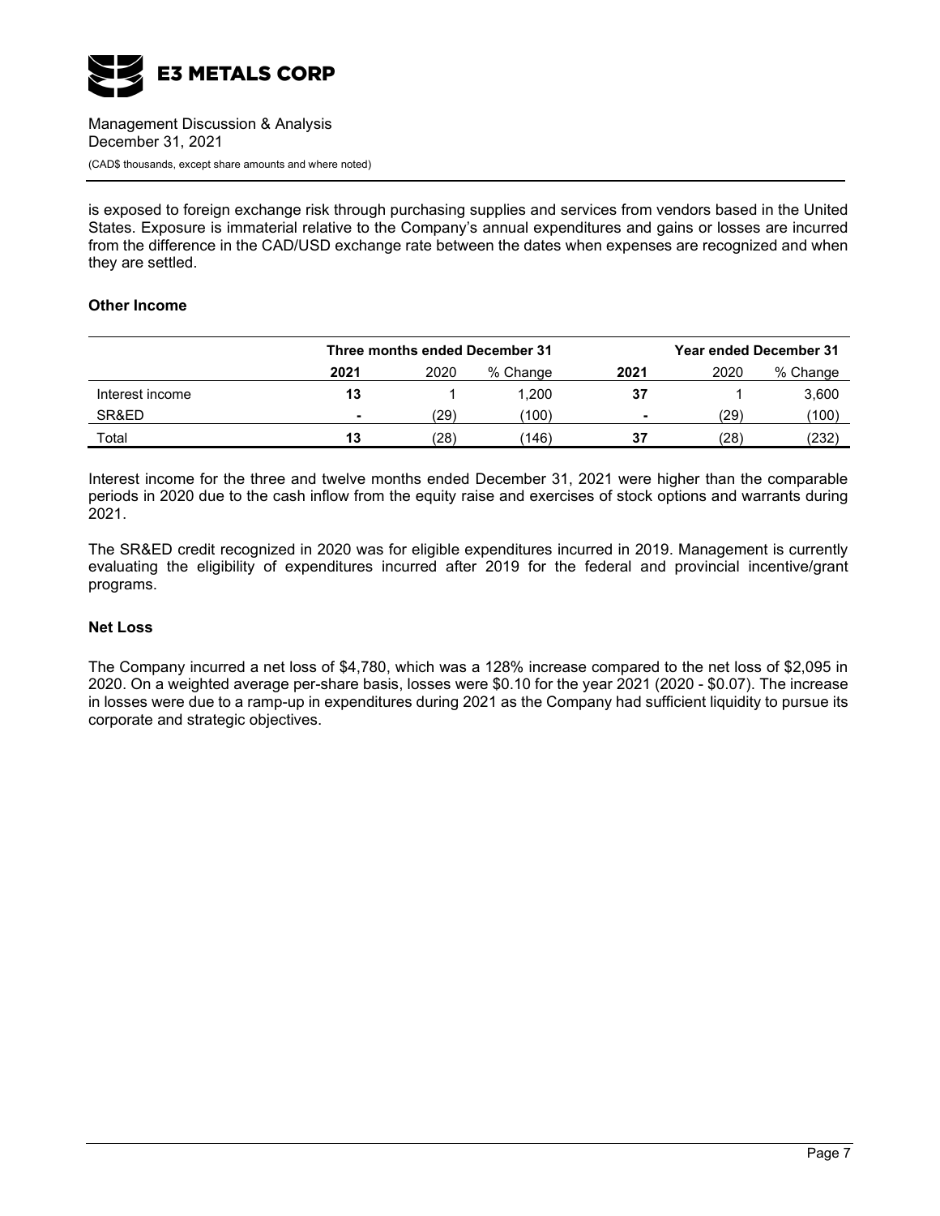is exposed to foreign exchange risk through purchasing supplies and services from vendors based in the United States. Exposure is immaterial relative to the Company's annual expenditures and gains or losses are incurred from the difference in the CAD/USD exchange rate between the dates when expenses are recognized and when they are settled.

**Other Income**

| | Three months ended December 31 | | | Year ended December 31 | | |
|---|---|---|---|---|---|---|
| | **2021** | 2020 | % Change | **2021** | 2020 | % Change |
| Interest income | **13** | 1 | 1,200 | **37** | 1 | 3,600 |
| SR&ED | **-** | (29) | (100) | **-** | (29) | (100) |
| Total | **13** | (28) | (146) | **37** | (28) | (232) |

Interest income for the three and twelve months ended December 31, 2021 were higher than the comparable periods in 2020 due to the cash inflow from the equity raise and exercises of stock options and warrants during 2021.

The SR&ED credit recognized in 2020 was for eligible expenditures incurred in 2019. Management is currently evaluating the eligibility of expenditures incurred after 2019 for the federal and provincial incentive/grant programs.

**Net Loss**

The Company incurred a net loss of $4,780, which was a 128% increase compared to the net loss of $2,095 in 2020. On a weighted average per-share basis, losses were $0.10 for the year 2021 (2020 - $0.07). The increase in losses were due to a ramp-up in expenditures during 2021 as the Company had sufficient liquidity to pursue its corporate and strategic objectives.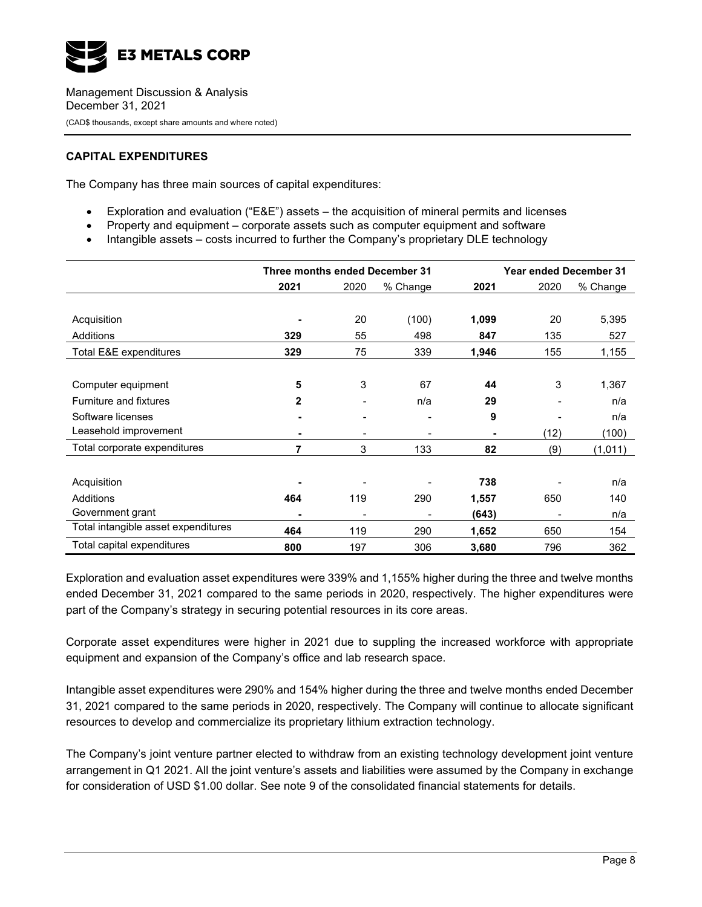## CAPITAL EXPENDITURES

The Company has three main sources of capital expenditures:

- Exploration and evaluation ("E&E") assets – the acquisition of mineral permits and licenses
- Property and equipment – corporate assets such as computer equipment and software
- Intangible assets – costs incurred to further the Company's proprietary DLE technology

| | Three months ended December 31 | | | Year ended December 31 | | |
|---|---|---|---|---|---|---|
| | **2021** | 2020 | % Change | **2021** | 2020 | % Change |
| Acquisition | **-** | 20 | (100) | **1,099** | 20 | 5,395 |
| Additions | **329** | 55 | 498 | **847** | 135 | 527 |
| Total E&E expenditures | **329** | 75 | 339 | **1,946** | 155 | 1,155 |
| Computer equipment | **5** | 3 | 67 | **44** | 3 | 1,367 |
| Furniture and fixtures | **2** | - | n/a | **29** | - | n/a |
| Software licenses | **-** | - | - | **9** | - | n/a |
| Leasehold improvement | **-** | - | - | **-** | (12) | (100) |
| Total corporate expenditures | **7** | 3 | 133 | **82** | (9) | (1,011) |
| Acquisition | **-** | - | - | **738** | - | n/a |
| Additions | **464** | 119 | 290 | **1,557** | 650 | 140 |
| Government grant | **-** | - | - | **(643)** | - | n/a |
| Total intangible asset expenditures | **464** | 119 | 290 | **1,652** | 650 | 154 |
| Total capital expenditures | **800** | 197 | 306 | **3,680** | 796 | 362 |

Exploration and evaluation asset expenditures were 339% and 1,155% higher during the three and twelve months ended December 31, 2021 compared to the same periods in 2020, respectively. The higher expenditures were part of the Company's strategy in securing potential resources in its core areas.

Corporate asset expenditures were higher in 2021 due to suppling the increased workforce with appropriate equipment and expansion of the Company's office and lab research space.

Intangible asset expenditures were 290% and 154% higher during the three and twelve months ended December 31, 2021 compared to the same periods in 2020, respectively. The Company will continue to allocate significant resources to develop and commercialize its proprietary lithium extraction technology.

The Company's joint venture partner elected to withdraw from an existing technology development joint venture arrangement in Q1 2021. All the joint venture's assets and liabilities were assumed by the Company in exchange for consideration of USD $1.00 dollar. See note 9 of the consolidated financial statements for details.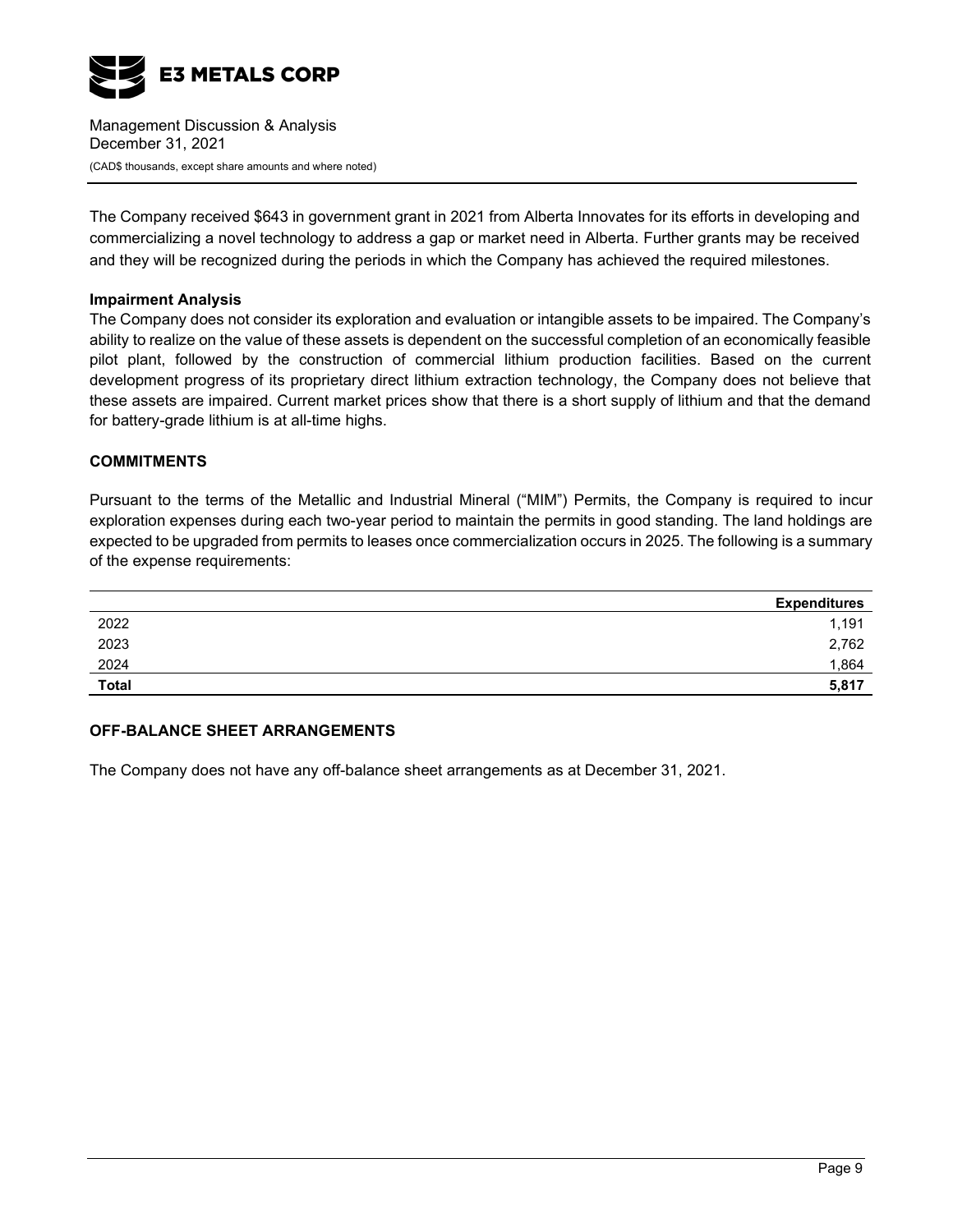The Company received $643 in government grant in 2021 from Alberta Innovates for its efforts in developing and commercializing a novel technology to address a gap or market need in Alberta. Further grants may be received and they will be recognized during the periods in which the Company has achieved the required milestones.

**Impairment Analysis**

The Company does not consider its exploration and evaluation or intangible assets to be impaired. The Company's ability to realize on the value of these assets is dependent on the successful completion of an economically feasible pilot plant, followed by the construction of commercial lithium production facilities. Based on the current development progress of its proprietary direct lithium extraction technology, the Company does not believe that these assets are impaired. Current market prices show that there is a short supply of lithium and that the demand for battery-grade lithium is at all-time highs.

## COMMITMENTS

Pursuant to the terms of the Metallic and Industrial Mineral ("MIM") Permits, the Company is required to incur exploration expenses during each two-year period to maintain the permits in good standing. The land holdings are expected to be upgraded from permits to leases once commercialization occurs in 2025. The following is a summary of the expense requirements:

| | Expenditures |
|---|---:|
| 2022 | 1,191 |
| 2023 | 2,762 |
| 2024 | 1,864 |
| **Total** | **5,817** |

## OFF-BALANCE SHEET ARRANGEMENTS

The Company does not have any off-balance sheet arrangements as at December 31, 2021.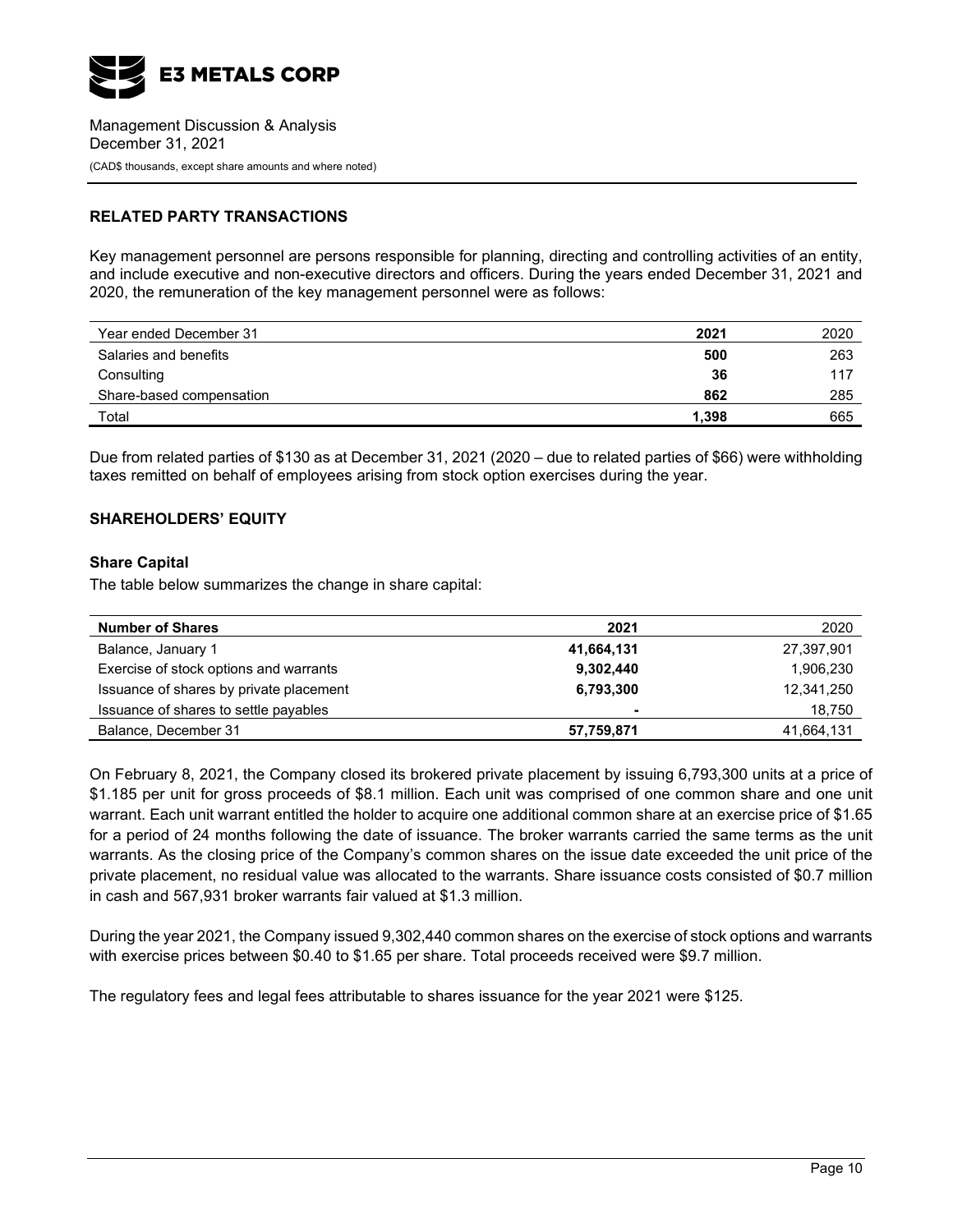## RELATED PARTY TRANSACTIONS

Key management personnel are persons responsible for planning, directing and controlling activities of an entity, and include executive and non-executive directors and officers. During the years ended December 31, 2021 and 2020, the remuneration of the key management personnel were as follows:

| Year ended December 31 | **2021** | 2020 |
|---|---|---|
| Salaries and benefits | **500** | 263 |
| Consulting | **36** | 117 |
| Share-based compensation | **862** | 285 |
| Total | **1,398** | 665 |

Due from related parties of $130 as at December 31, 2021 (2020 – due to related parties of $66) were withholding taxes remitted on behalf of employees arising from stock option exercises during the year.

## SHAREHOLDERS' EQUITY

### Share Capital

The table below summarizes the change in share capital:

| **Number of Shares** | **2021** | 2020 |
|---|---|---|
| Balance, January 1 | **41,664,131** | 27,397,901 |
| Exercise of stock options and warrants | **9,302,440** | 1,906,230 |
| Issuance of shares by private placement | **6,793,300** | 12,341,250 |
| Issuance of shares to settle payables | **-** | 18,750 |
| Balance, December 31 | **57,759,871** | 41,664,131 |

On February 8, 2021, the Company closed its brokered private placement by issuing 6,793,300 units at a price of $1.185 per unit for gross proceeds of $8.1 million. Each unit was comprised of one common share and one unit warrant. Each unit warrant entitled the holder to acquire one additional common share at an exercise price of $1.65 for a period of 24 months following the date of issuance. The broker warrants carried the same terms as the unit warrants. As the closing price of the Company's common shares on the issue date exceeded the unit price of the private placement, no residual value was allocated to the warrants. Share issuance costs consisted of $0.7 million in cash and 567,931 broker warrants fair valued at $1.3 million.

During the year 2021, the Company issued 9,302,440 common shares on the exercise of stock options and warrants with exercise prices between $0.40 to $1.65 per share. Total proceeds received were $9.7 million.

The regulatory fees and legal fees attributable to shares issuance for the year 2021 were $125.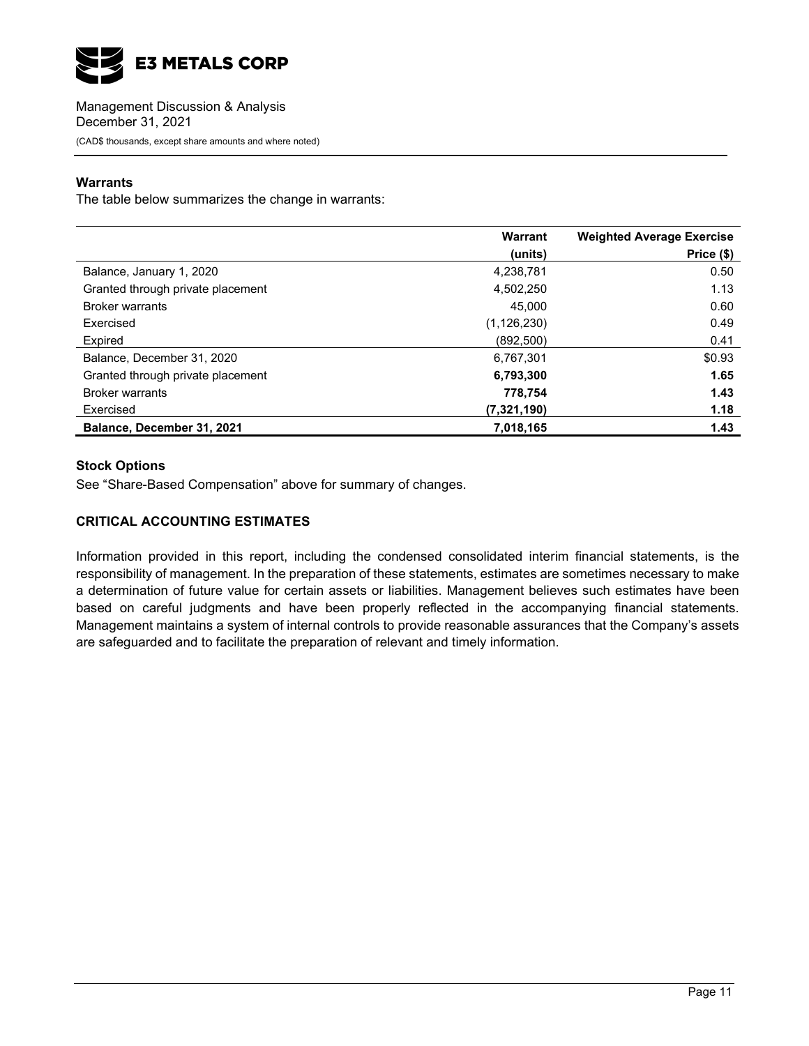E3 METALS CORP

Management Discussion & Analysis
December 31, 2021
(CAD$ thousands, except share amounts and where noted)

**Warrants**

The table below summarizes the change in warrants:

| | Warrant (units) | Weighted Average Exercise Price ($) |
|---|---|---|
| Balance, January 1, 2020 | 4,238,781 | 0.50 |
| Granted through private placement | 4,502,250 | 1.13 |
| Broker warrants | 45,000 | 0.60 |
| Exercised | (1,126,230) | 0.49 |
| Expired | (892,500) | 0.41 |
| Balance, December 31, 2020 | 6,767,301 | $0.93 |
| Granted through private placement | **6,793,300** | **1.65** |
| Broker warrants | **778,754** | **1.43** |
| Exercised | **(7,321,190)** | **1.18** |
| **Balance, December 31, 2021** | **7,018,165** | **1.43** |

**Stock Options**

See "Share-Based Compensation" above for summary of changes.

**CRITICAL ACCOUNTING ESTIMATES**

Information provided in this report, including the condensed consolidated interim financial statements, is the responsibility of management. In the preparation of these statements, estimates are sometimes necessary to make a determination of future value for certain assets or liabilities. Management believes such estimates have been based on careful judgments and have been properly reflected in the accompanying financial statements. Management maintains a system of internal controls to provide reasonable assurances that the Company's assets are safeguarded and to facilitate the preparation of relevant and timely information.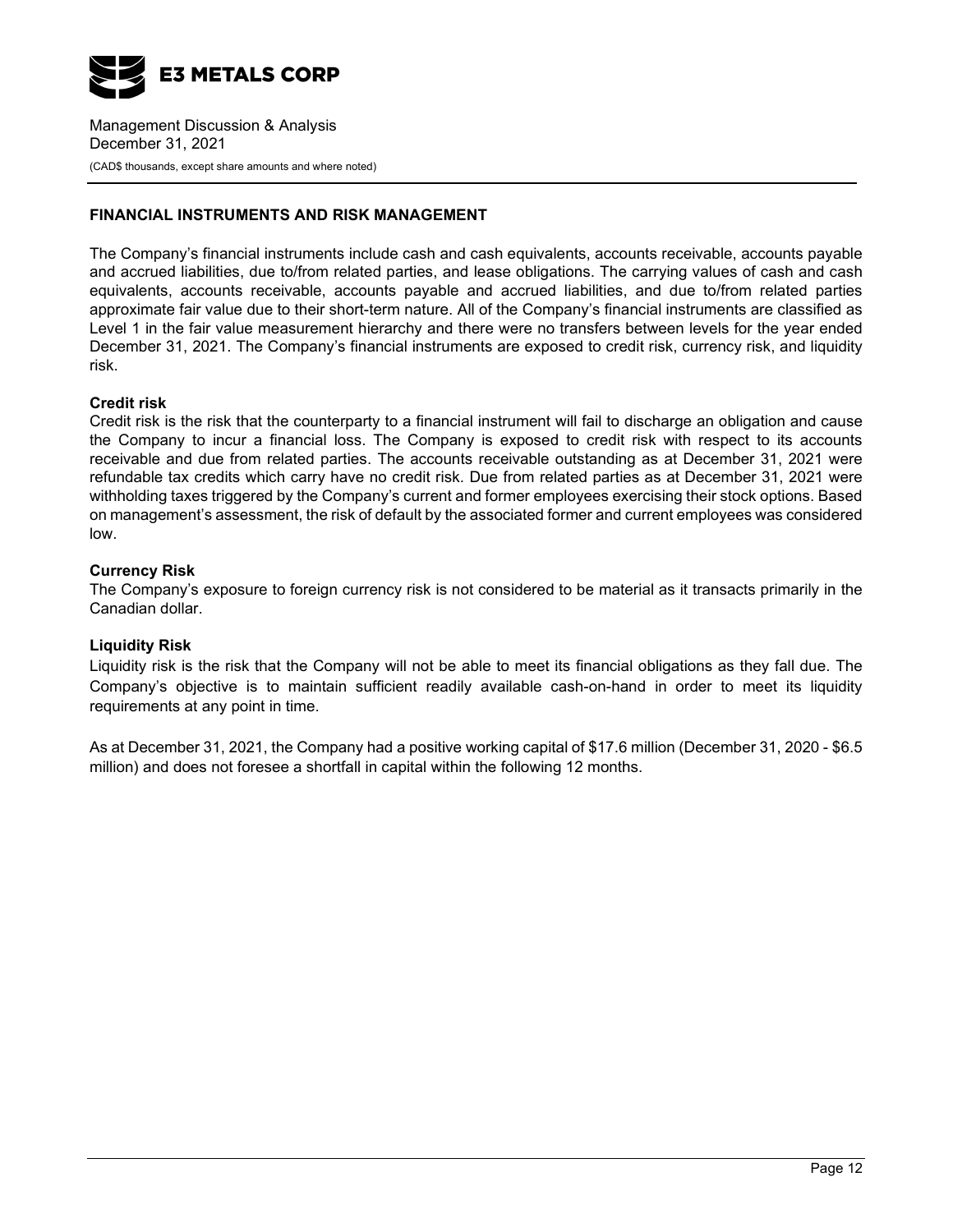## FINANCIAL INSTRUMENTS AND RISK MANAGEMENT

The Company's financial instruments include cash and cash equivalents, accounts receivable, accounts payable and accrued liabilities, due to/from related parties, and lease obligations. The carrying values of cash and cash equivalents, accounts receivable, accounts payable and accrued liabilities, and due to/from related parties approximate fair value due to their short-term nature. All of the Company's financial instruments are classified as Level 1 in the fair value measurement hierarchy and there were no transfers between levels for the year ended December 31, 2021. The Company's financial instruments are exposed to credit risk, currency risk, and liquidity risk.

**Credit risk**
Credit risk is the risk that the counterparty to a financial instrument will fail to discharge an obligation and cause the Company to incur a financial loss. The Company is exposed to credit risk with respect to its accounts receivable and due from related parties. The accounts receivable outstanding as at December 31, 2021 were refundable tax credits which carry have no credit risk. Due from related parties as at December 31, 2021 were withholding taxes triggered by the Company's current and former employees exercising their stock options. Based on management's assessment, the risk of default by the associated former and current employees was considered low.

**Currency Risk**
The Company's exposure to foreign currency risk is not considered to be material as it transacts primarily in the Canadian dollar.

**Liquidity Risk**
Liquidity risk is the risk that the Company will not be able to meet its financial obligations as they fall due. The Company's objective is to maintain sufficient readily available cash-on-hand in order to meet its liquidity requirements at any point in time.

As at December 31, 2021, the Company had a positive working capital of $17.6 million (December 31, 2020 - $6.5 million) and does not foresee a shortfall in capital within the following 12 months.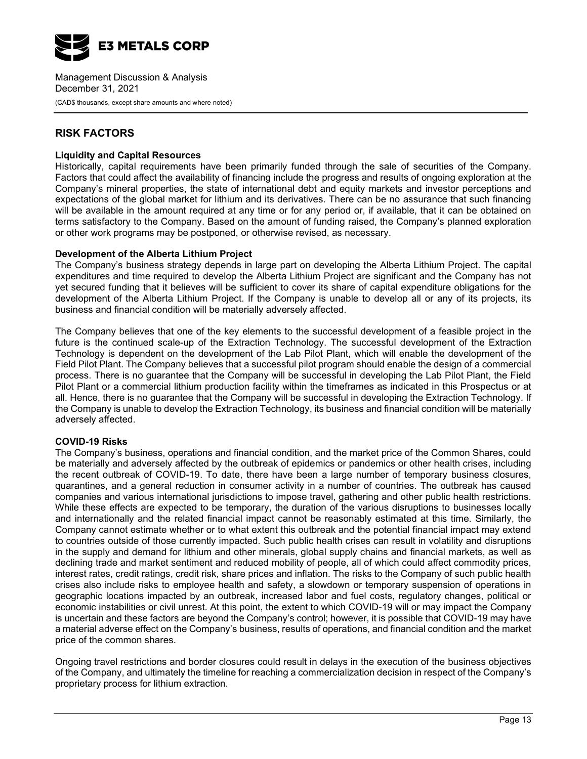## RISK FACTORS

**Liquidity and Capital Resources**

Historically, capital requirements have been primarily funded through the sale of securities of the Company. Factors that could affect the availability of financing include the progress and results of ongoing exploration at the Company's mineral properties, the state of international debt and equity markets and investor perceptions and expectations of the global market for lithium and its derivatives. There can be no assurance that such financing will be available in the amount required at any time or for any period or, if available, that it can be obtained on terms satisfactory to the Company. Based on the amount of funding raised, the Company's planned exploration or other work programs may be postponed, or otherwise revised, as necessary.

**Development of the Alberta Lithium Project**

The Company's business strategy depends in large part on developing the Alberta Lithium Project. The capital expenditures and time required to develop the Alberta Lithium Project are significant and the Company has not yet secured funding that it believes will be sufficient to cover its share of capital expenditure obligations for the development of the Alberta Lithium Project. If the Company is unable to develop all or any of its projects, its business and financial condition will be materially adversely affected.

The Company believes that one of the key elements to the successful development of a feasible project in the future is the continued scale-up of the Extraction Technology. The successful development of the Extraction Technology is dependent on the development of the Lab Pilot Plant, which will enable the development of the Field Pilot Plant. The Company believes that a successful pilot program should enable the design of a commercial process. There is no guarantee that the Company will be successful in developing the Lab Pilot Plant, the Field Pilot Plant or a commercial lithium production facility within the timeframes as indicated in this Prospectus or at all. Hence, there is no guarantee that the Company will be successful in developing the Extraction Technology. If the Company is unable to develop the Extraction Technology, its business and financial condition will be materially adversely affected.

**COVID-19 Risks**

The Company's business, operations and financial condition, and the market price of the Common Shares, could be materially and adversely affected by the outbreak of epidemics or pandemics or other health crises, including the recent outbreak of COVID-19. To date, there have been a large number of temporary business closures, quarantines, and a general reduction in consumer activity in a number of countries. The outbreak has caused companies and various international jurisdictions to impose travel, gathering and other public health restrictions. While these effects are expected to be temporary, the duration of the various disruptions to businesses locally and internationally and the related financial impact cannot be reasonably estimated at this time. Similarly, the Company cannot estimate whether or to what extent this outbreak and the potential financial impact may extend to countries outside of those currently impacted. Such public health crises can result in volatility and disruptions in the supply and demand for lithium and other minerals, global supply chains and financial markets, as well as declining trade and market sentiment and reduced mobility of people, all of which could affect commodity prices, interest rates, credit ratings, credit risk, share prices and inflation. The risks to the Company of such public health crises also include risks to employee health and safety, a slowdown or temporary suspension of operations in geographic locations impacted by an outbreak, increased labor and fuel costs, regulatory changes, political or economic instabilities or civil unrest. At this point, the extent to which COVID-19 will or may impact the Company is uncertain and these factors are beyond the Company's control; however, it is possible that COVID-19 may have a material adverse effect on the Company's business, results of operations, and financial condition and the market price of the common shares.

Ongoing travel restrictions and border closures could result in delays in the execution of the business objectives of the Company, and ultimately the timeline for reaching a commercialization decision in respect of the Company's proprietary process for lithium extraction.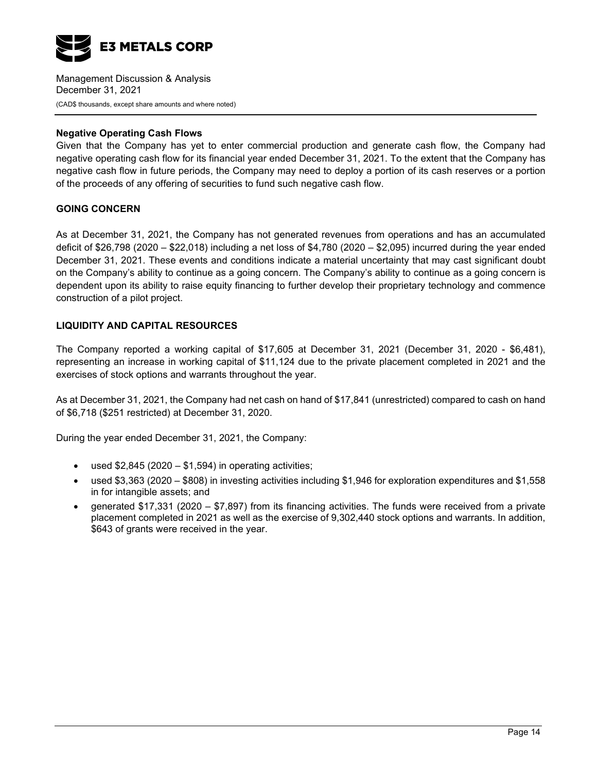**Negative Operating Cash Flows**

Given that the Company has yet to enter commercial production and generate cash flow, the Company had negative operating cash flow for its financial year ended December 31, 2021. To the extent that the Company has negative cash flow in future periods, the Company may need to deploy a portion of its cash reserves or a portion of the proceeds of any offering of securities to fund such negative cash flow.

## GOING CONCERN

As at December 31, 2021, the Company has not generated revenues from operations and has an accumulated deficit of $26,798 (2020 – $22,018) including a net loss of $4,780 (2020 – $2,095) incurred during the year ended December 31, 2021. These events and conditions indicate a material uncertainty that may cast significant doubt on the Company's ability to continue as a going concern. The Company's ability to continue as a going concern is dependent upon its ability to raise equity financing to further develop their proprietary technology and commence construction of a pilot project.

## LIQUIDITY AND CAPITAL RESOURCES

The Company reported a working capital of $17,605 at December 31, 2021 (December 31, 2020 - $6,481), representing an increase in working capital of $11,124 due to the private placement completed in 2021 and the exercises of stock options and warrants throughout the year.

As at December 31, 2021, the Company had net cash on hand of $17,841 (unrestricted) compared to cash on hand of $6,718 ($251 restricted) at December 31, 2020.

During the year ended December 31, 2021, the Company:

- used $2,845 (2020 – $1,594) in operating activities;
- used $3,363 (2020 – $808) in investing activities including $1,946 for exploration expenditures and $1,558 in for intangible assets; and
- generated $17,331 (2020 – $7,897) from its financing activities. The funds were received from a private placement completed in 2021 as well as the exercise of 9,302,440 stock options and warrants. In addition, $643 of grants were received in the year.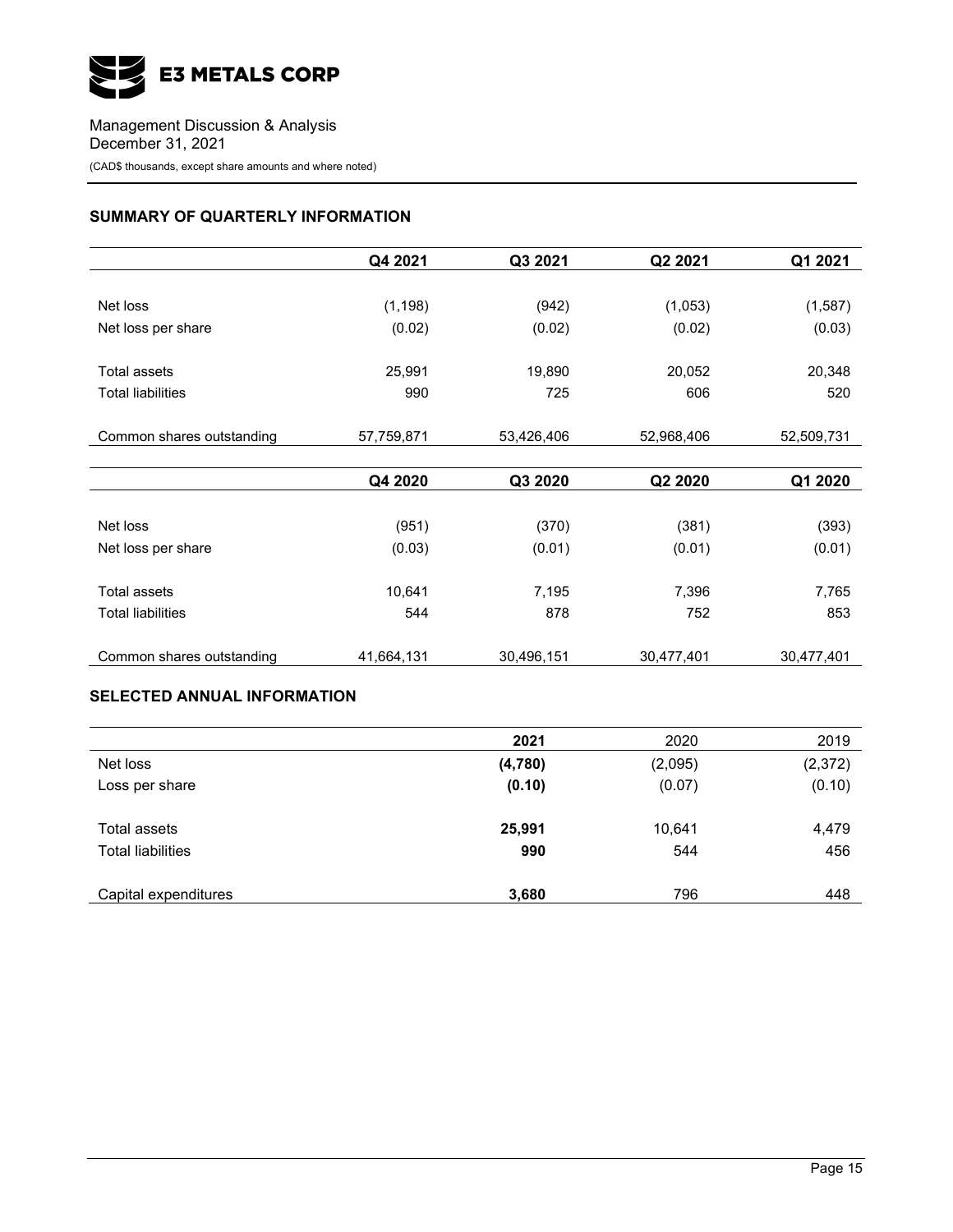## SUMMARY OF QUARTERLY INFORMATION

| | Q4 2021 | Q3 2021 | Q2 2021 | Q1 2021 |
|---|---|---|---|---|
| Net loss | (1,198) | (942) | (1,053) | (1,587) |
| Net loss per share | (0.02) | (0.02) | (0.02) | (0.03) |
| Total assets | 25,991 | 19,890 | 20,052 | 20,348 |
| Total liabilities | 990 | 725 | 606 | 520 |
| Common shares outstanding | 57,759,871 | 53,426,406 | 52,968,406 | 52,509,731 |

| | Q4 2020 | Q3 2020 | Q2 2020 | Q1 2020 |
|---|---|---|---|---|
| Net loss | (951) | (370) | (381) | (393) |
| Net loss per share | (0.03) | (0.01) | (0.01) | (0.01) |
| Total assets | 10,641 | 7,195 | 7,396 | 7,765 |
| Total liabilities | 544 | 878 | 752 | 853 |
| Common shares outstanding | 41,664,131 | 30,496,151 | 30,477,401 | 30,477,401 |

## SELECTED ANNUAL INFORMATION

| | **2021** | 2020 | 2019 |
|---|---|---|---|
| Net loss | **(4,780)** | (2,095) | (2,372) |
| Loss per share | **(0.10)** | (0.07) | (0.10) |
| Total assets | **25,991** | 10,641 | 4,479 |
| Total liabilities | **990** | 544 | 456 |
| Capital expenditures | **3,680** | 796 | 448 |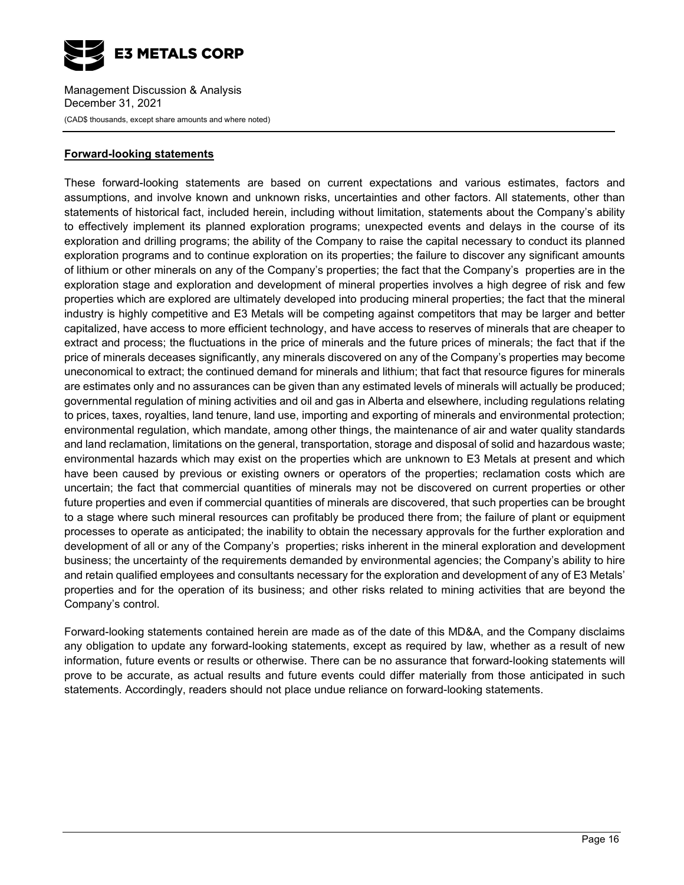**Forward-looking statements**

These forward-looking statements are based on current expectations and various estimates, factors and assumptions, and involve known and unknown risks, uncertainties and other factors. All statements, other than statements of historical fact, included herein, including without limitation, statements about the Company's ability to effectively implement its planned exploration programs; unexpected events and delays in the course of its exploration and drilling programs; the ability of the Company to raise the capital necessary to conduct its planned exploration programs and to continue exploration on its properties; the failure to discover any significant amounts of lithium or other minerals on any of the Company's properties; the fact that the Company's properties are in the exploration stage and exploration and development of mineral properties involves a high degree of risk and few properties which are explored are ultimately developed into producing mineral properties; the fact that the mineral industry is highly competitive and E3 Metals will be competing against competitors that may be larger and better capitalized, have access to more efficient technology, and have access to reserves of minerals that are cheaper to extract and process; the fluctuations in the price of minerals and the future prices of minerals; the fact that if the price of minerals deceases significantly, any minerals discovered on any of the Company's properties may become uneconomical to extract; the continued demand for minerals and lithium; that fact that resource figures for minerals are estimates only and no assurances can be given than any estimated levels of minerals will actually be produced; governmental regulation of mining activities and oil and gas in Alberta and elsewhere, including regulations relating to prices, taxes, royalties, land tenure, land use, importing and exporting of minerals and environmental protection; environmental regulation, which mandate, among other things, the maintenance of air and water quality standards and land reclamation, limitations on the general, transportation, storage and disposal of solid and hazardous waste; environmental hazards which may exist on the properties which are unknown to E3 Metals at present and which have been caused by previous or existing owners or operators of the properties; reclamation costs which are uncertain; the fact that commercial quantities of minerals may not be discovered on current properties or other future properties and even if commercial quantities of minerals are discovered, that such properties can be brought to a stage where such mineral resources can profitably be produced there from; the failure of plant or equipment processes to operate as anticipated; the inability to obtain the necessary approvals for the further exploration and development of all or any of the Company's properties; risks inherent in the mineral exploration and development business; the uncertainty of the requirements demanded by environmental agencies; the Company's ability to hire and retain qualified employees and consultants necessary for the exploration and development of any of E3 Metals' properties and for the operation of its business; and other risks related to mining activities that are beyond the Company's control.

Forward-looking statements contained herein are made as of the date of this MD&A, and the Company disclaims any obligation to update any forward-looking statements, except as required by law, whether as a result of new information, future events or results or otherwise. There can be no assurance that forward-looking statements will prove to be accurate, as actual results and future events could differ materially from those anticipated in such statements. Accordingly, readers should not place undue reliance on forward-looking statements.